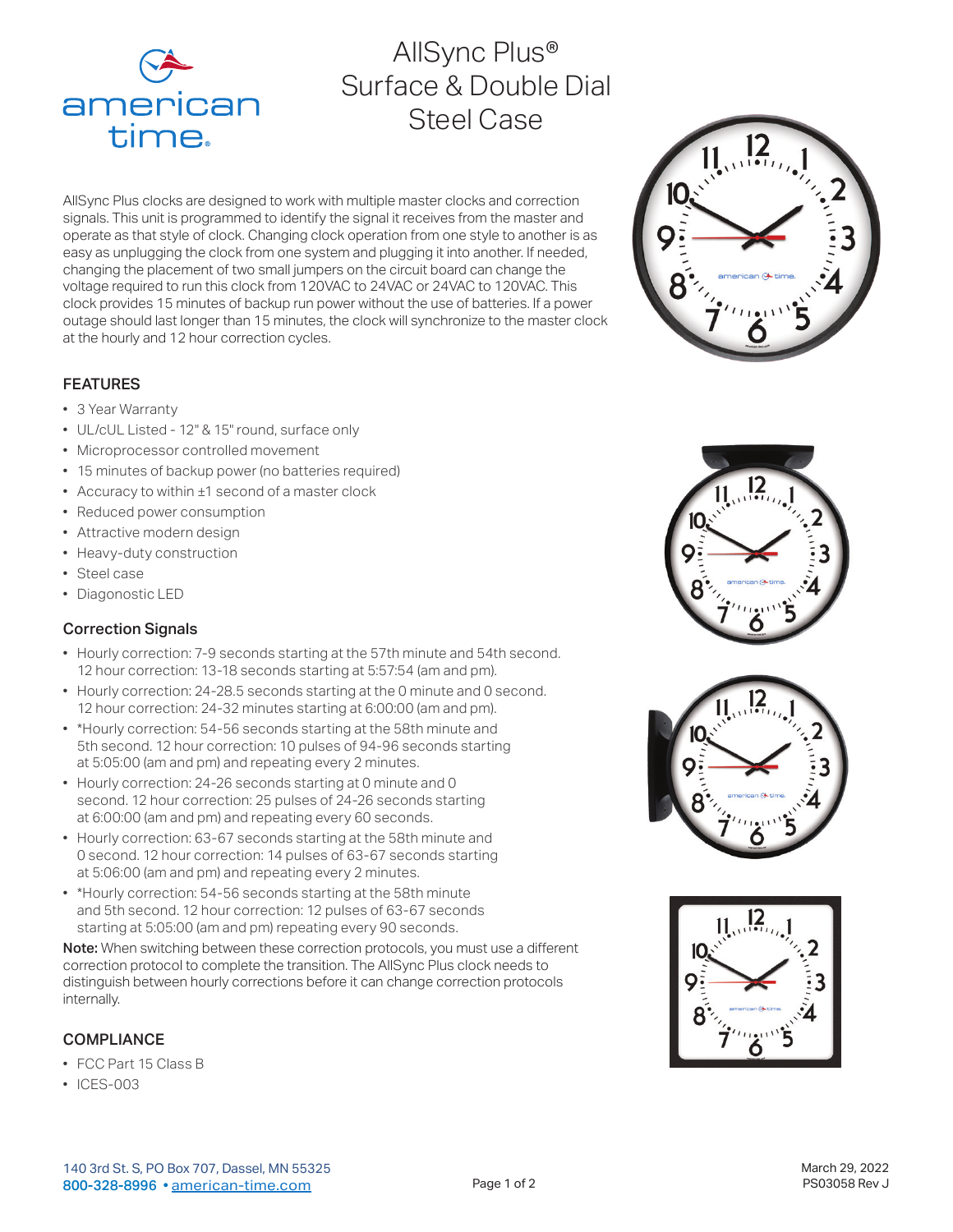# AllSync Plus® Surface & Double Dial Steel Case

AllSync Plus clocks are designed to work with multiple master clocks and correction signals. This unit is programmed to identify the signal it receives from the master and operate as that style of clock. Changing clock operation from one style to another is as easy as unplugging the clock from one system and plugging it into another. If needed, changing the placement of two small jumpers on the circuit board can change the voltage required to run this clock from 120VAC to 24VAC or 24VAC to 120VAC. This clock provides 15 minutes of backup run power without the use of batteries. If a power outage should last longer than 15 minutes, the clock will synchronize to the master clock at the hourly and 12 hour correction cycles.

## FEATURES

- 3 Year Warranty
- UL/cUL Listed - 12" & 15" round, surface only
- Microprocessor controlled movement
- 15 minutes of backup power (no batteries required)
- Accuracy to within ±1 second of a master clock
- Reduced power consumption
- Attractive modern design
- Heavy-duty construction
- Steel case
- Diagonostic LED

### Correction Signals

- Hourly correction: 7-9 seconds starting at the 57th minute and 54th second. 12 hour correction: 13-18 seconds starting at 5:57:54 (am and pm).
- Hourly correction: 24-28.5 seconds starting at the 0 minute and 0 second. 12 hour correction: 24-32 minutes starting at 6:00:00 (am and pm).
- *Hourly correction: 54-56 seconds starting at the 58th minute and 5th second. 12 hour correction: 10 pulses of 94-96 seconds starting at 5:05:00 (am and pm) and repeating every 2 minutes.
- Hourly correction: 24-26 seconds starting at 0 minute and 0 second. 12 hour correction: 25 pulses of 24-26 seconds starting at 6:00:00 (am and pm) and repeating every 60 seconds.
- Hourly correction: 63-67 seconds starting at the 58th minute and 0 second. 12 hour correction: 14 pulses of 63-67 seconds starting at 5:06:00 (am and pm) and repeating every 2 minutes.
- *Hourly correction: 54-56 seconds starting at the 58th minute and 5th second. 12 hour correction: 12 pulses of 63-67 seconds starting at 5:05:00 (am and pm) repeating every 90 seconds.

**Note:** When switching between these correction protocols, you must use a different correction protocol to complete the transition. The AllSync Plus clock needs to distinguish between hourly corrections before it can change correction protocols internally.

## COMPLIANCE

- FCC Part 15 Class B
- ICES-003

140 3rd St. S, PO Box 707, Dassel, MN 55325
**800-328-8996** • american-time.com

March 29, 2022
PS03058 Rev J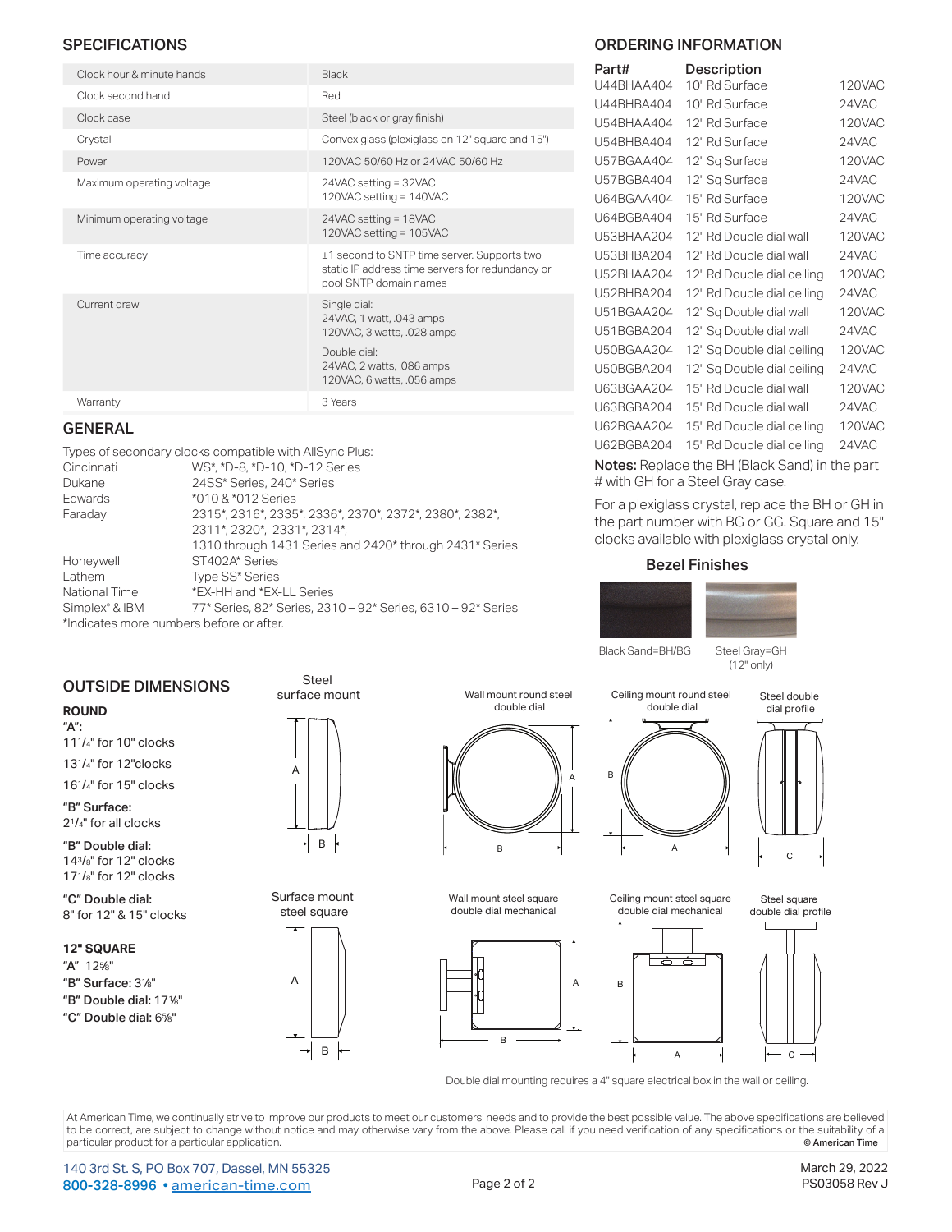## SPECIFICATIONS

| | |
|---|---|
| Clock hour & minute hands | Black |
| Clock second hand | Red |
| Clock case | Steel (black or gray finish) |
| Crystal | Convex glass (plexiglass on 12" square and 15") |
| Power | 120VAC 50/60 Hz or 24VAC 50/60 Hz |
| Maximum operating voltage | 24VAC setting = 32VAC<br>120VAC setting = 140VAC |
| Minimum operating voltage | 24VAC setting = 18VAC<br>120VAC setting = 105VAC |
| Time accuracy | ±1 second to SNTP time server. Supports two static IP address time servers for redundancy or pool SNTP domain names |
| Current draw | Single dial:<br>24VAC, 1 watt, .043 amps<br>120VAC, 3 watts, .028 amps<br>Double dial:<br>24VAC, 2 watts, .086 amps<br>120VAC, 6 watts, .056 amps |
| Warranty | 3 Years |

## GENERAL

Types of secondary clocks compatible with AllSync Plus:

| | |
|---|---|
| Cincinnati | WS*, *D-8, *D-10, *D-12 Series |
| Dukane | 24SS* Series, 240* Series |
| Edwards | *010 & *012 Series |
| Faraday | 2315*, 2316*, 2335*, 2336*, 2370*, 2372*, 2380*, 2382*, 2311*, 2320*, 2331*, 2314*, 1310 through 1431 Series and 2420* through 2431* Series |
| Honeywell | ST402A* Series |
| Lathem | Type SS* Series |
| National Time | *EX-HH and *EX-LL Series |
| Simplex® & IBM | 77* Series, 82* Series, 2310 – 92* Series, 6310 – 92* Series |

*Indicates more numbers before or after.

## ORDERING INFORMATION

| Part# | Description | |
|---|---|---|
| U44BHAA404 | 10" Rd Surface | 120VAC |
| U44BHBA404 | 10" Rd Surface | 24VAC |
| U54BHAA404 | 12" Rd Surface | 120VAC |
| U54BHBA404 | 12" Rd Surface | 24VAC |
| U57BGAA404 | 12" Sq Surface | 120VAC |
| U57BGBA404 | 12" Sq Surface | 24VAC |
| U64BGAA404 | 15" Rd Surface | 120VAC |
| U64BGBA404 | 15" Rd Surface | 24VAC |
| U53BHAA204 | 12" Rd Double dial wall | 120VAC |
| U53BHBA204 | 12" Rd Double dial wall | 24VAC |
| U52BHAA204 | 12" Rd Double dial ceiling | 120VAC |
| U52BHBA204 | 12" Rd Double dial ceiling | 24VAC |
| U51BGAA204 | 12" Sq Double dial wall | 120VAC |
| U51BGBA204 | 12" Sq Double dial wall | 24VAC |
| U50BGAA204 | 12" Sq Double dial ceiling | 120VAC |
| U50BGBA204 | 12" Sq Double dial ceiling | 24VAC |
| U63BGAA204 | 15" Rd Double dial wall | 120VAC |
| U63BGBA204 | 15" Rd Double dial wall | 24VAC |
| U62BGAA204 | 15" Rd Double dial ceiling | 120VAC |
| U62BGBA204 | 15" Rd Double dial ceiling | 24VAC |

**Notes:** Replace the BH (Black Sand) in the part # with GH for a Steel Gray case.

For a plexiglass crystal, replace the BH or GH in the part number with BG or GG. Square and 15" clocks available with plexiglass crystal only.

### Bezel Finishes

Black Sand=BH/BG

Steel Gray=GH (12" only)

## OUTSIDE DIMENSIONS

**ROUND**

**"A":**

11¼" for 10" clocks

13¼" for 12"clocks

16¼" for 15" clocks

**"B" Surface:**
2¼" for all clocks

**"B" Double dial:**
14⅜" for 12" clocks
17⅛" for 12" clocks

**"C" Double dial:**
8" for 12" & 15" clocks

**12" SQUARE**

**"A"** 12⅝"

**"B" Surface:** 3⅛"

**"B" Double dial:** 17⅛"

**"C" Double dial:** 6⅝"

Steel surface mount

Wall mount round steel double dial

Ceiling mount round steel double dial

Steel double dial profile

Surface mount steel square

Wall mount steel square double dial mechanical

Ceiling mount steel square double dial mechanical

Steel square double dial profile

Double dial mounting requires a 4" square electrical box in the wall or ceiling.

At American Time, we continually strive to improve our products to meet our customers' needs and to provide the best possible value. The above specifications are believed to be correct, are subject to change without notice and may otherwise vary from the above. Please call if you need verification of any specifications or the suitability of a particular product for a particular application. © American Time

140 3rd St. S, PO Box 707, Dassel, MN 55325
800-328-8996 • american-time.com

March 29, 2022
PS03058 Rev J